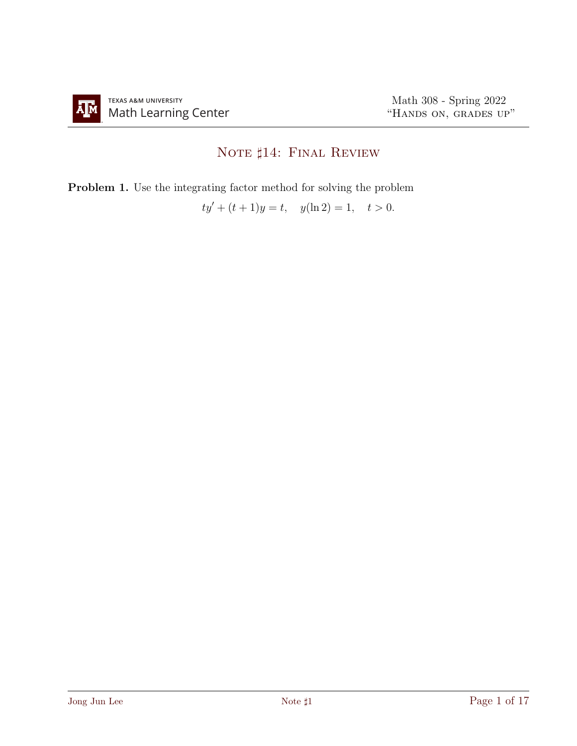# Note ♯14: Final Review

**Problem 1.** Use the integrating factor method for solving the problem

$$ty' + (t+1)y = t, \quad y(\ln 2) = 1, \quad t > 0.$$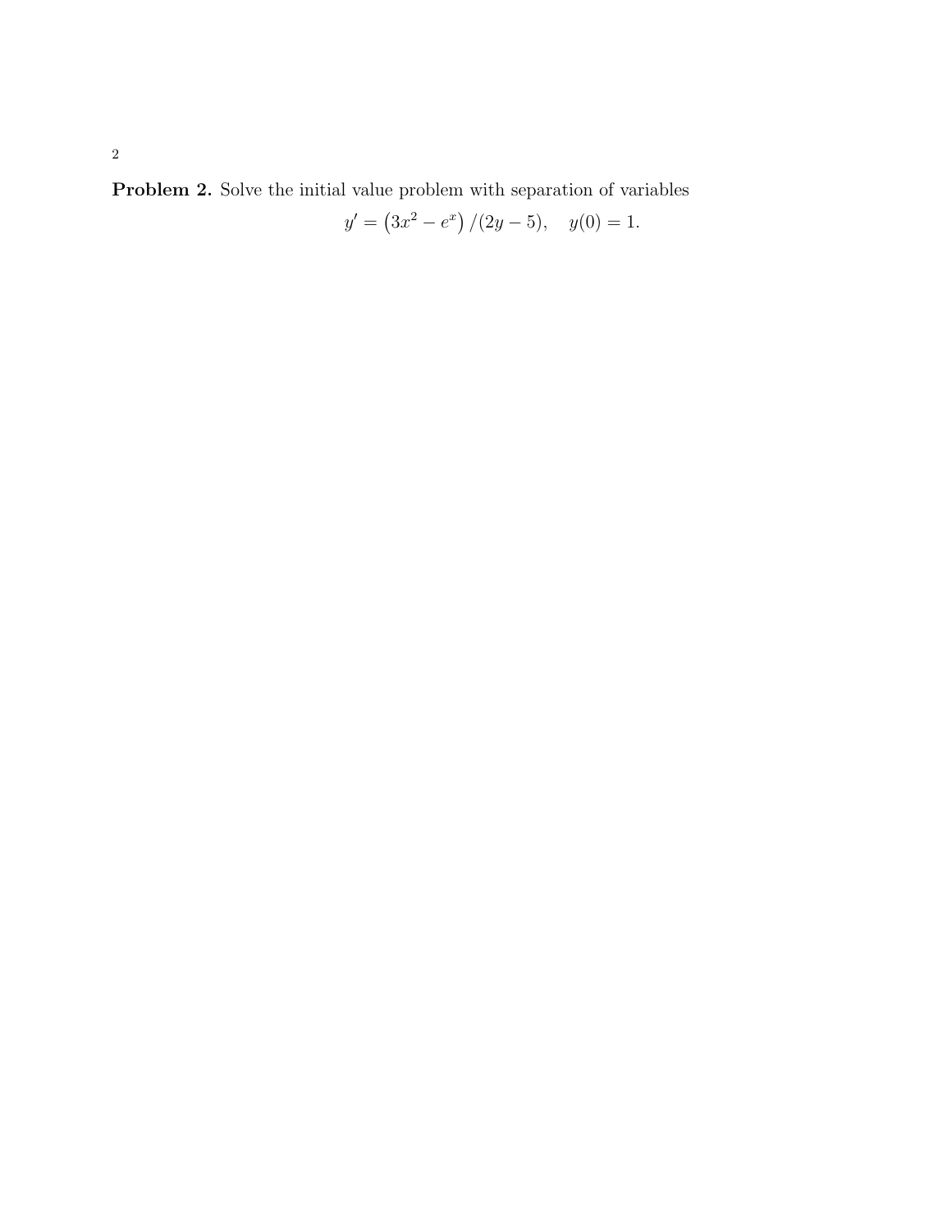**Problem 2.** Solve the initial value problem with separation of variables

$$y' = \left(3x^2 - e^x\right)/(2y-5), \quad y(0) = 1.$$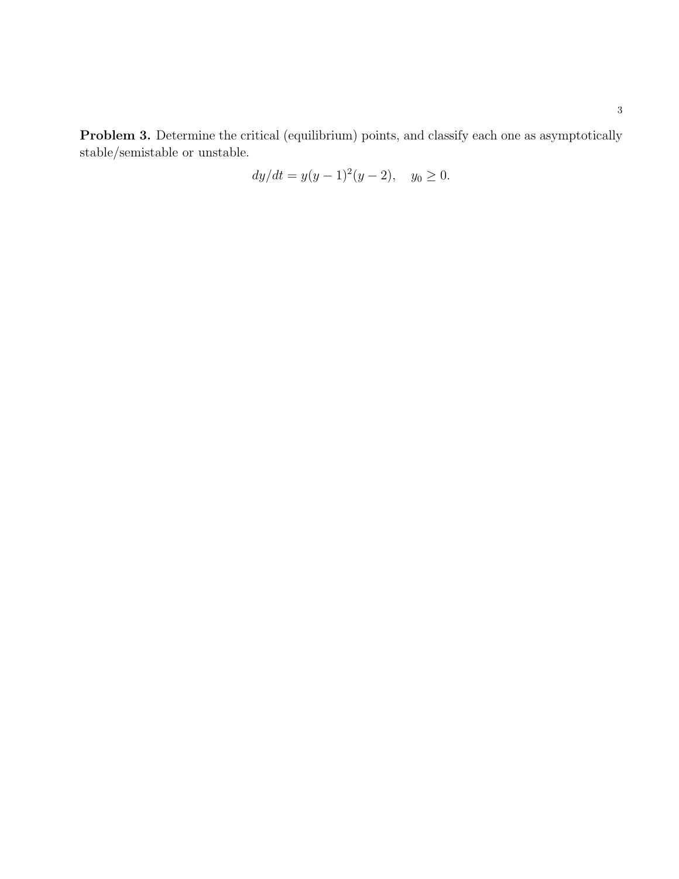**Problem 3.** Determine the critical (equilibrium) points, and classify each one as asymptotically stable/semistable or unstable.

$$dy/dt = y(y-1)^2(y-2), \quad y_0 \geq 0.$$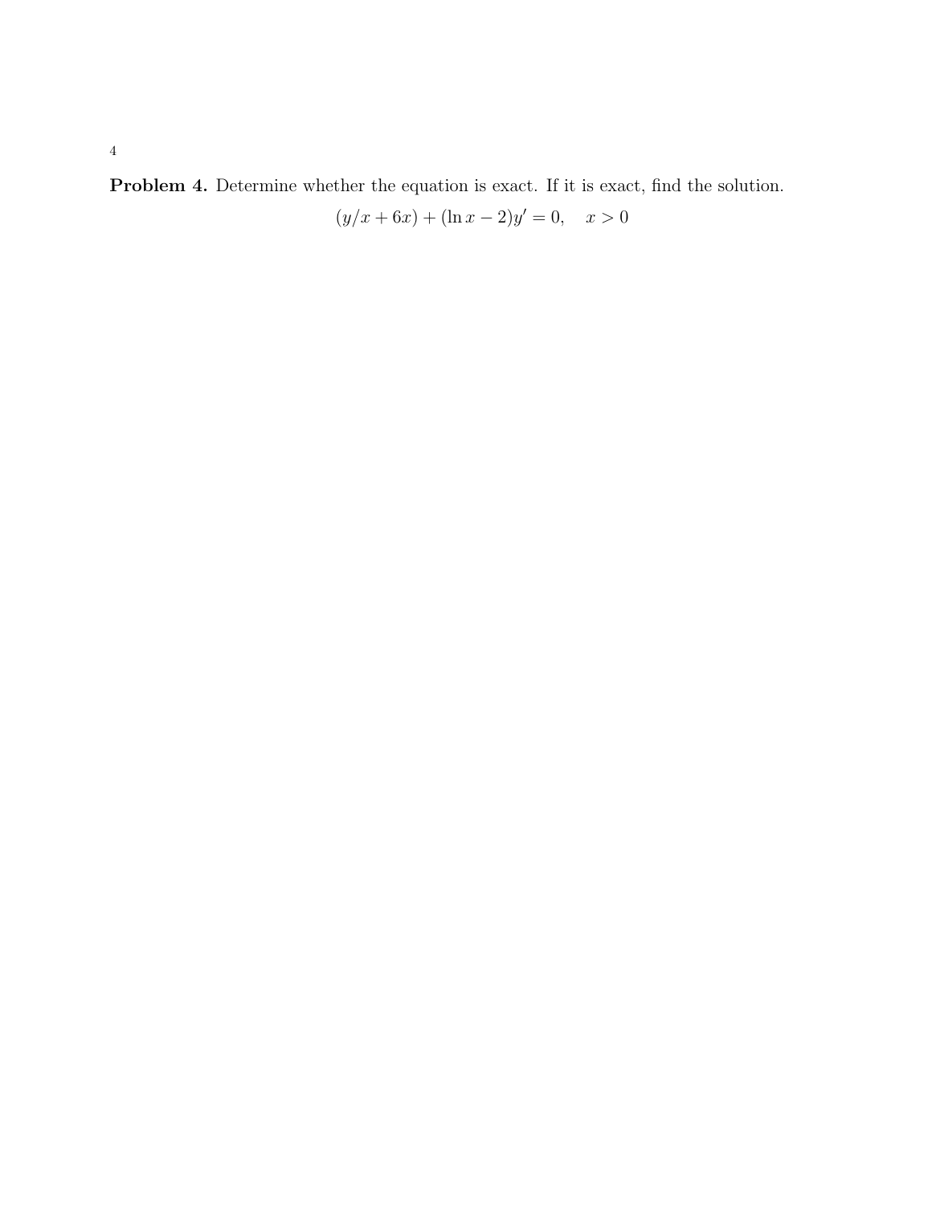**Problem 4.** Determine whether the equation is exact. If it is exact, find the solution.

$$(y/x + 6x) + (\ln x - 2)y' = 0, \quad x > 0$$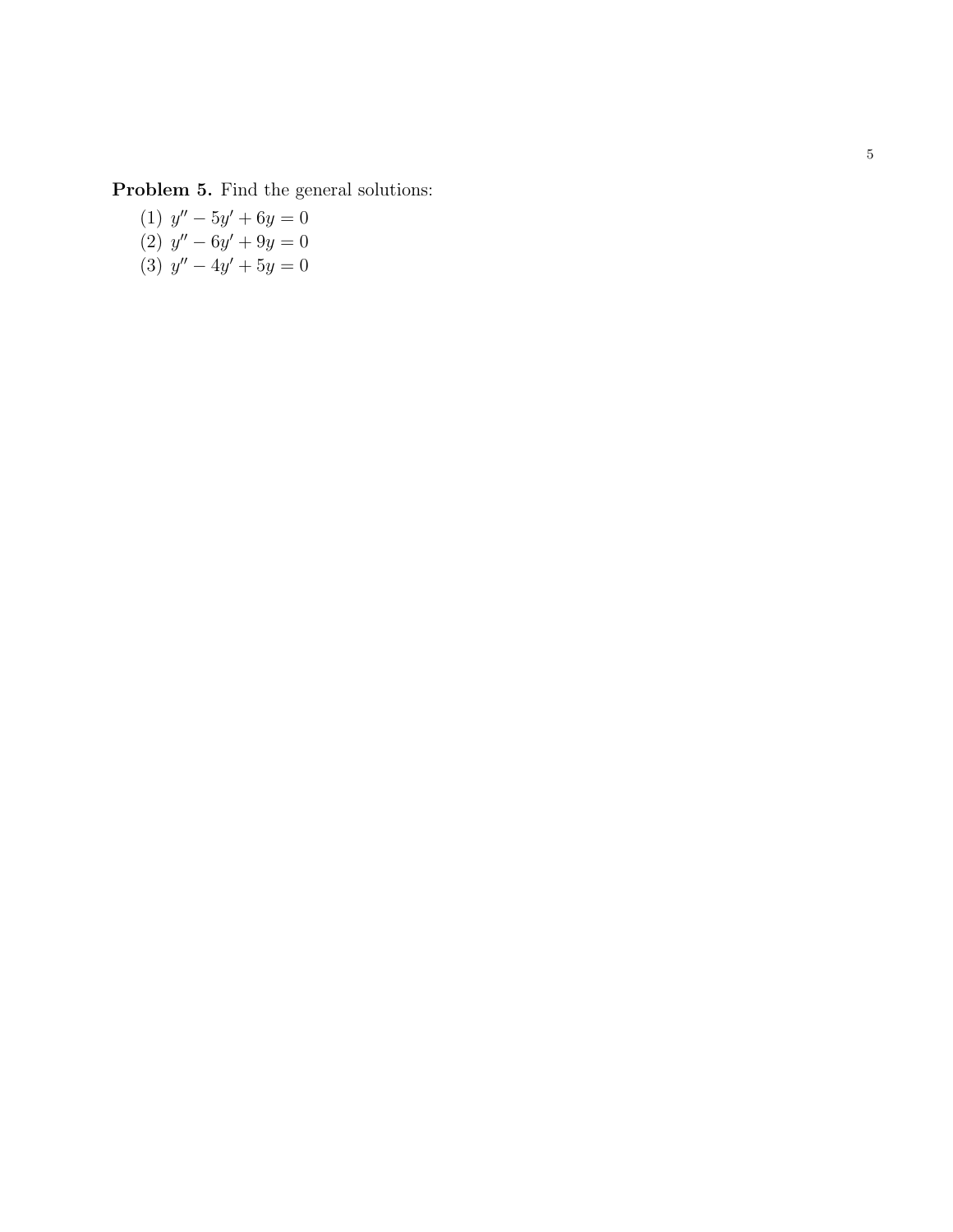**Problem 5.** Find the general solutions:

(1) $y'' - 5y' + 6y = 0$
(2) $y'' - 6y' + 9y = 0$
(3) $y'' - 4y' + 5y = 0$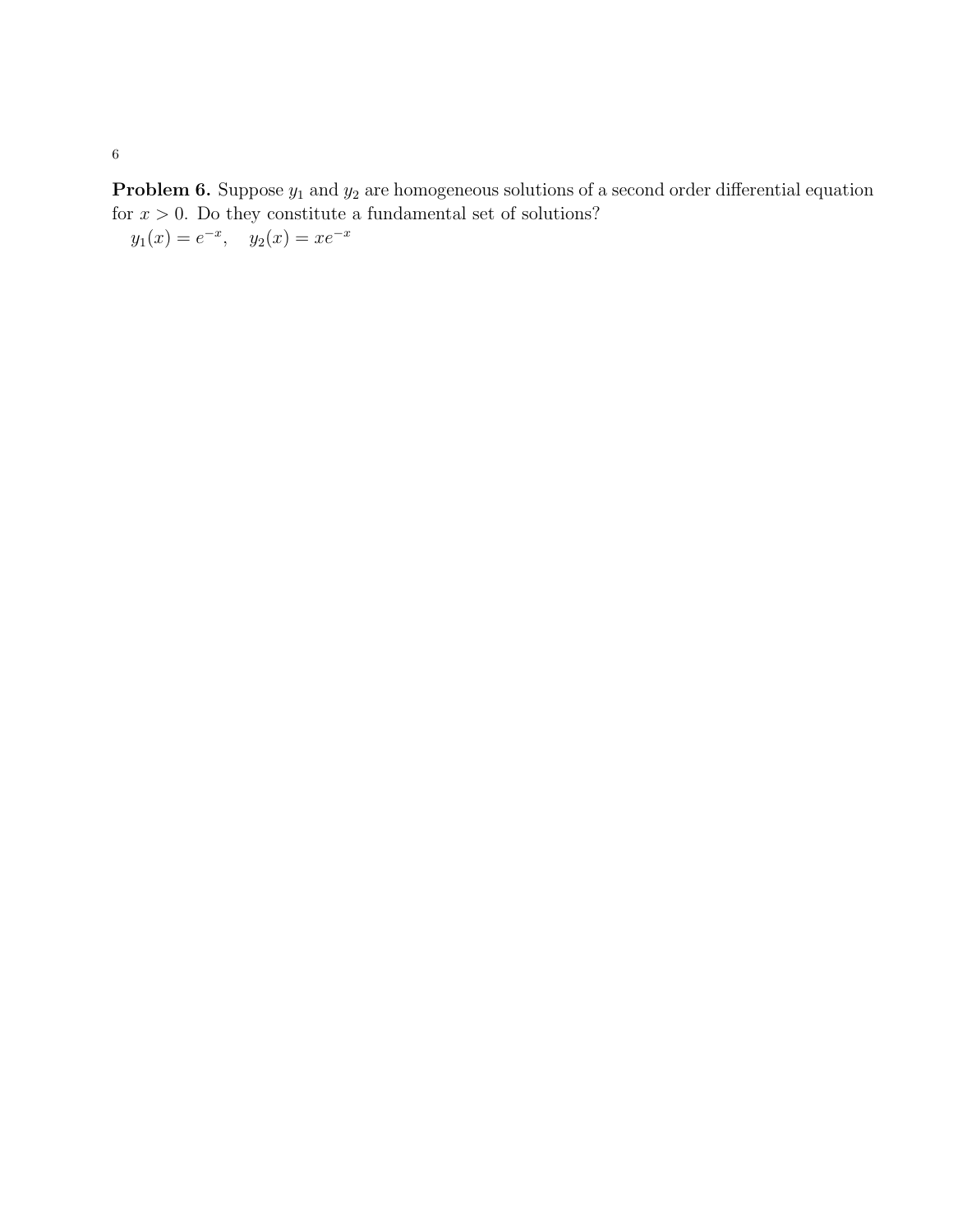**Problem 6.** Suppose $y_1$ and $y_2$ are homogeneous solutions of a second order differential equation for $x > 0$. Do they constitute a fundamental set of solutions?

$y_1(x) = e^{-x}, \quad y_2(x) = xe^{-x}$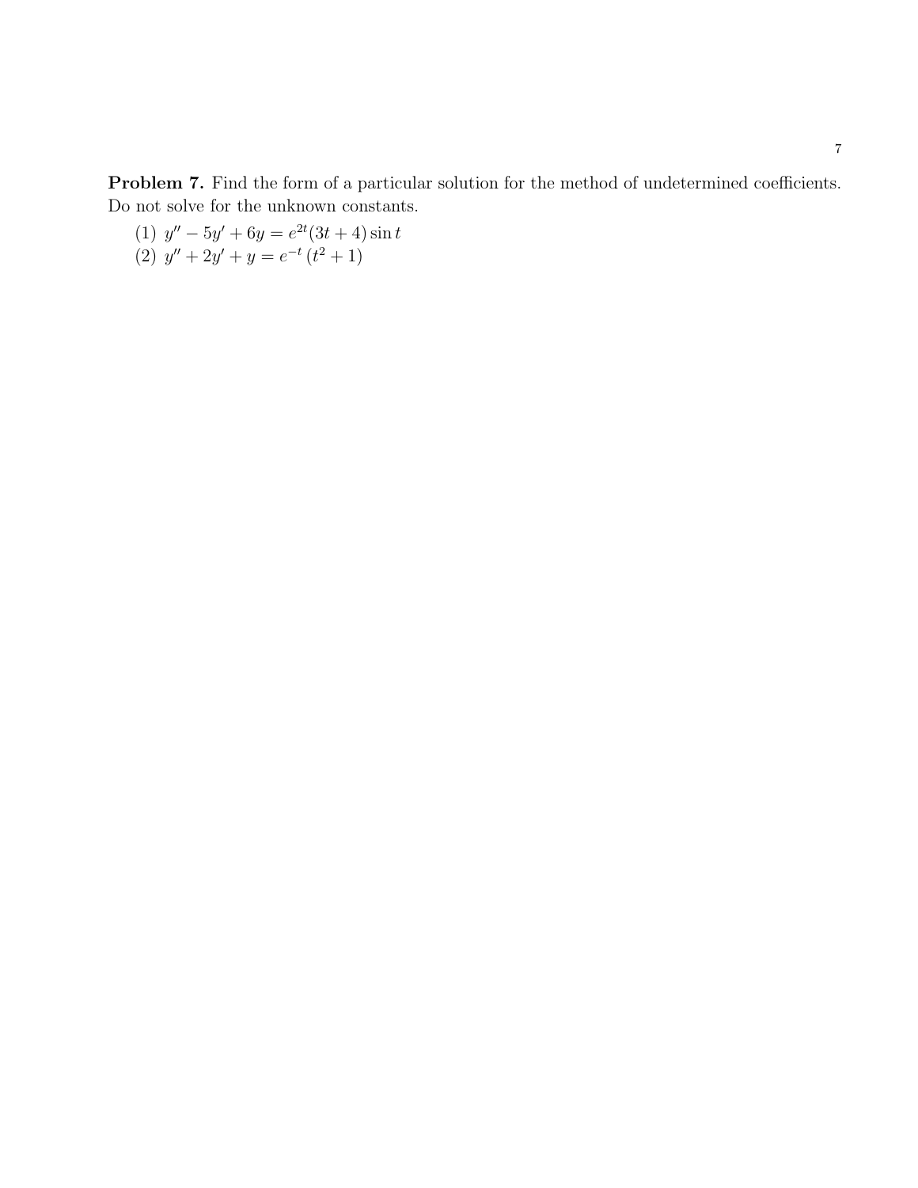**Problem 7.** Find the form of a particular solution for the method of undetermined coefficients. Do not solve for the unknown constants.

(1) $y'' - 5y' + 6y = e^{2t}(3t + 4)\sin t$

(2) $y'' + 2y' + y = e^{-t}\,(t^2 + 1)$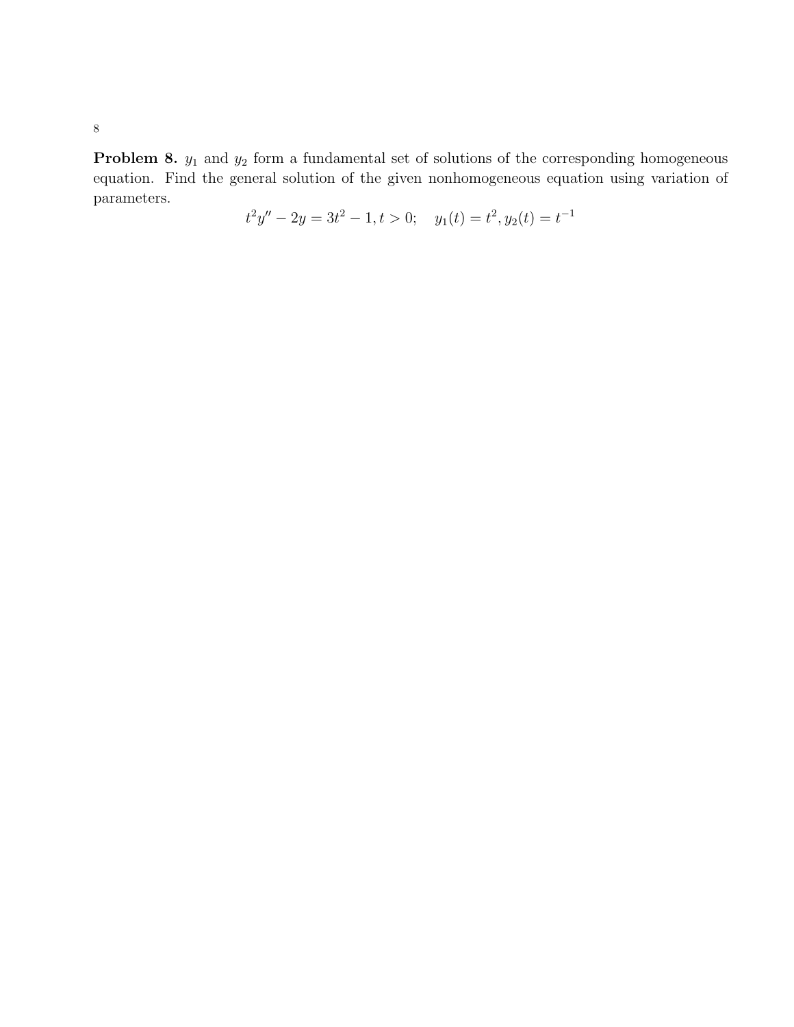**Problem 8.** $y_1$ and $y_2$ form a fundamental set of solutions of the corresponding homogeneous equation. Find the general solution of the given nonhomogeneous equation using variation of parameters.

$$t^2y'' - 2y = 3t^2 - 1, t > 0; \quad y_1(t) = t^2, y_2(t) = t^{-1}$$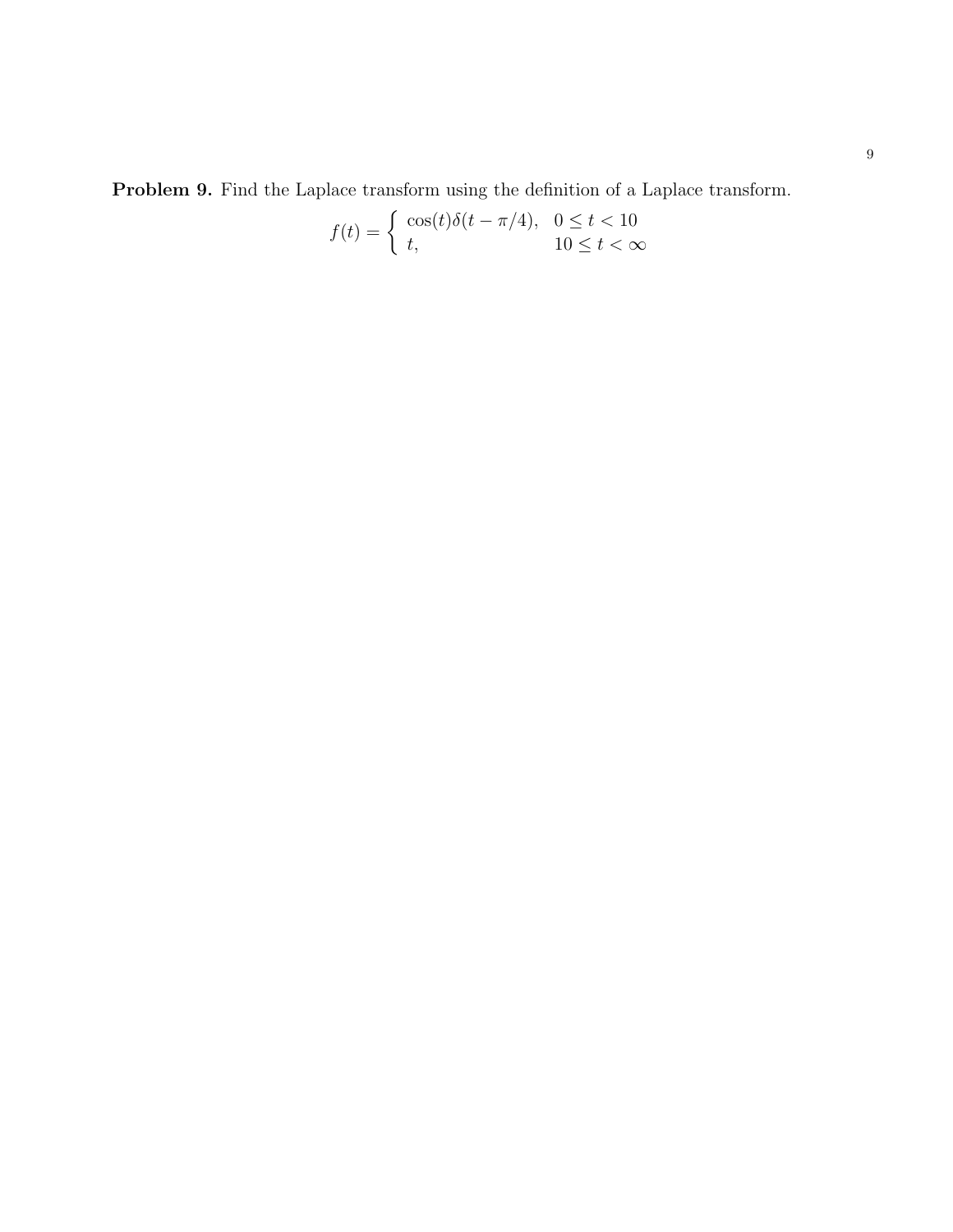**Problem 9.** Find the Laplace transform using the definition of a Laplace transform.

$$f(t) = \begin{cases} \cos(t)\delta(t - \pi/4), & 0 \leq t < 10 \\ t, & 10 \leq t < \infty \end{cases}$$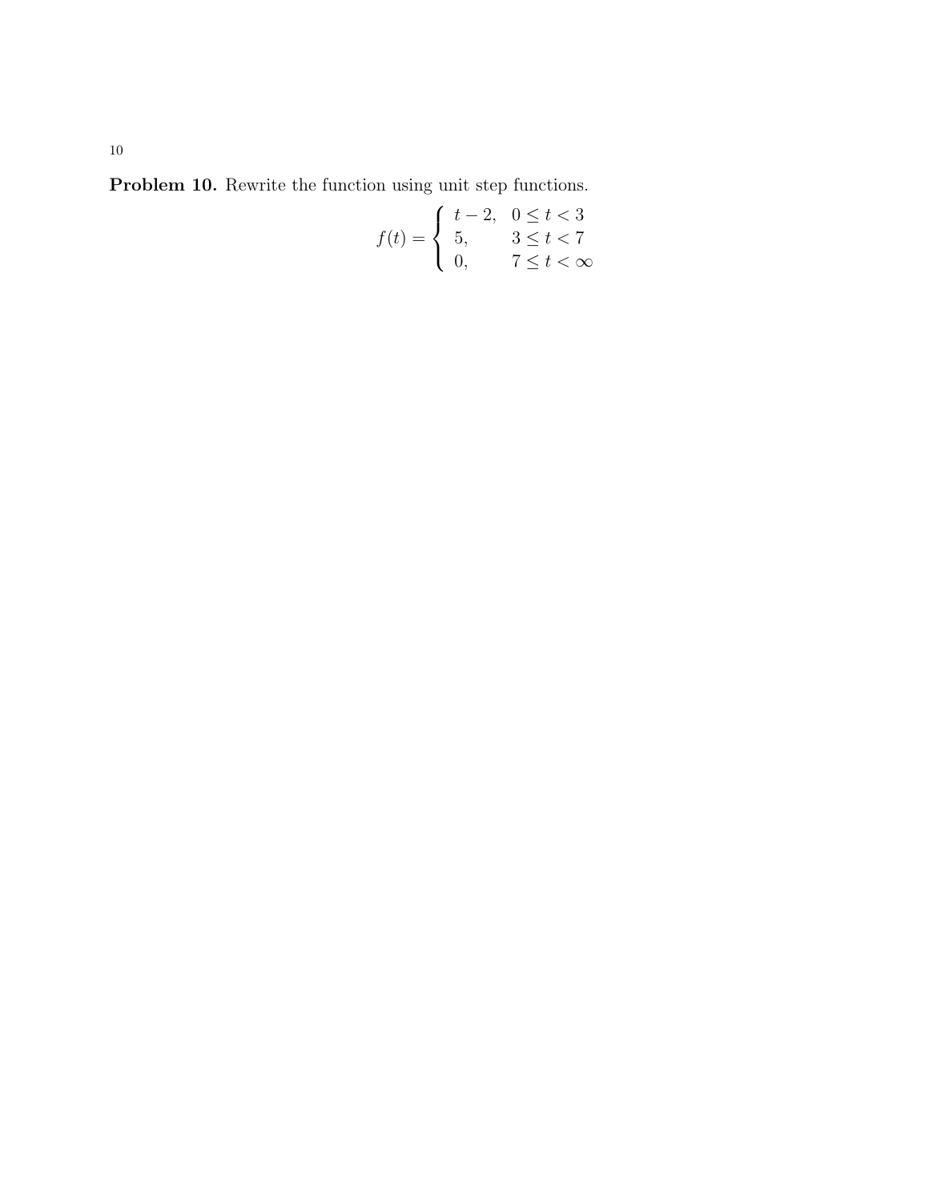**Problem 10.** Rewrite the function using unit step functions.

$$f(t) = \begin{cases} t-2, & 0 \leq t < 3 \\ 5, & 3 \leq t < 7 \\ 0, & 7 \leq t < \infty \end{cases}$$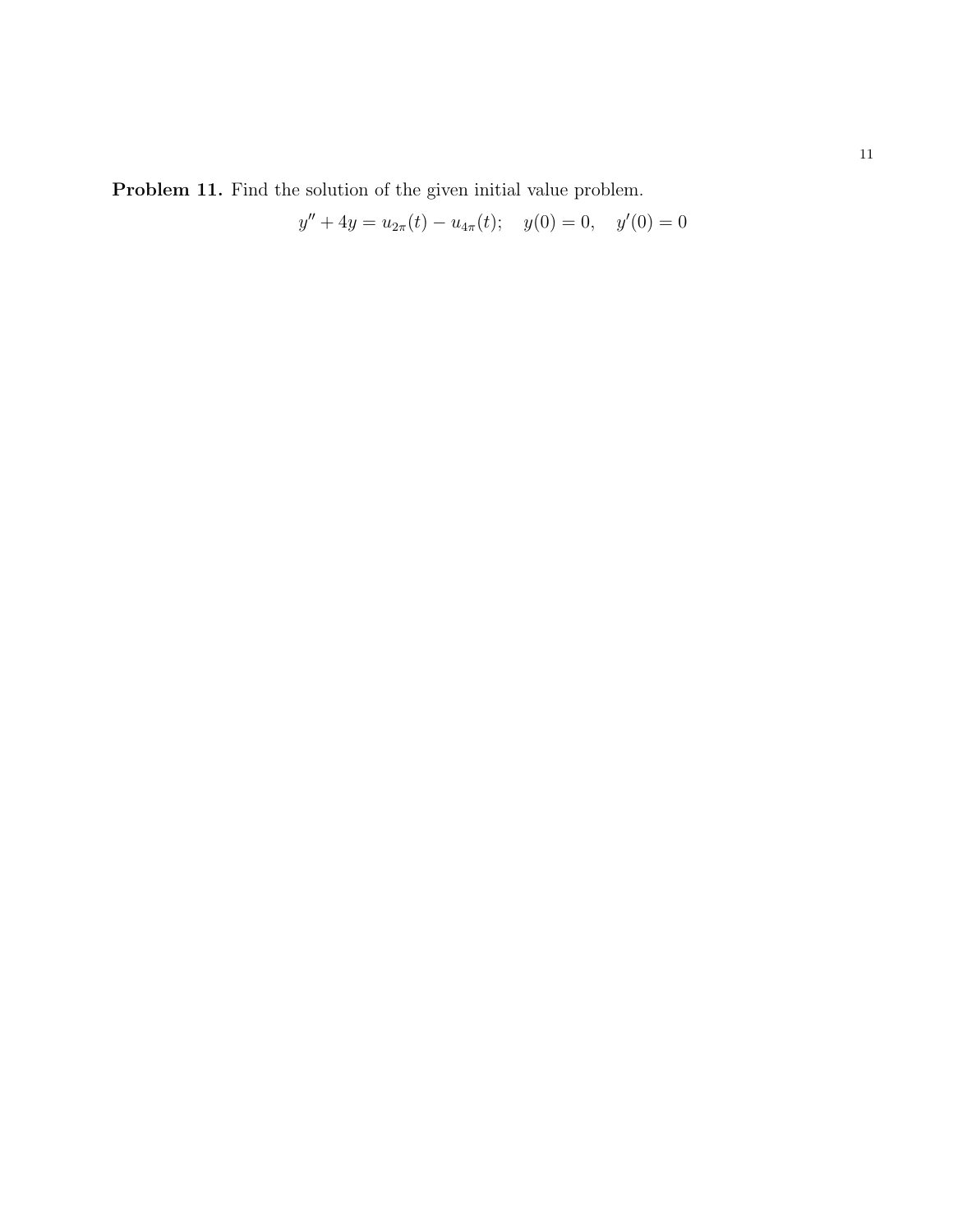**Problem 11.** Find the solution of the given initial value problem.

$$y'' + 4y = u_{2\pi}(t) - u_{4\pi}(t); \quad y(0) = 0, \quad y'(0) = 0$$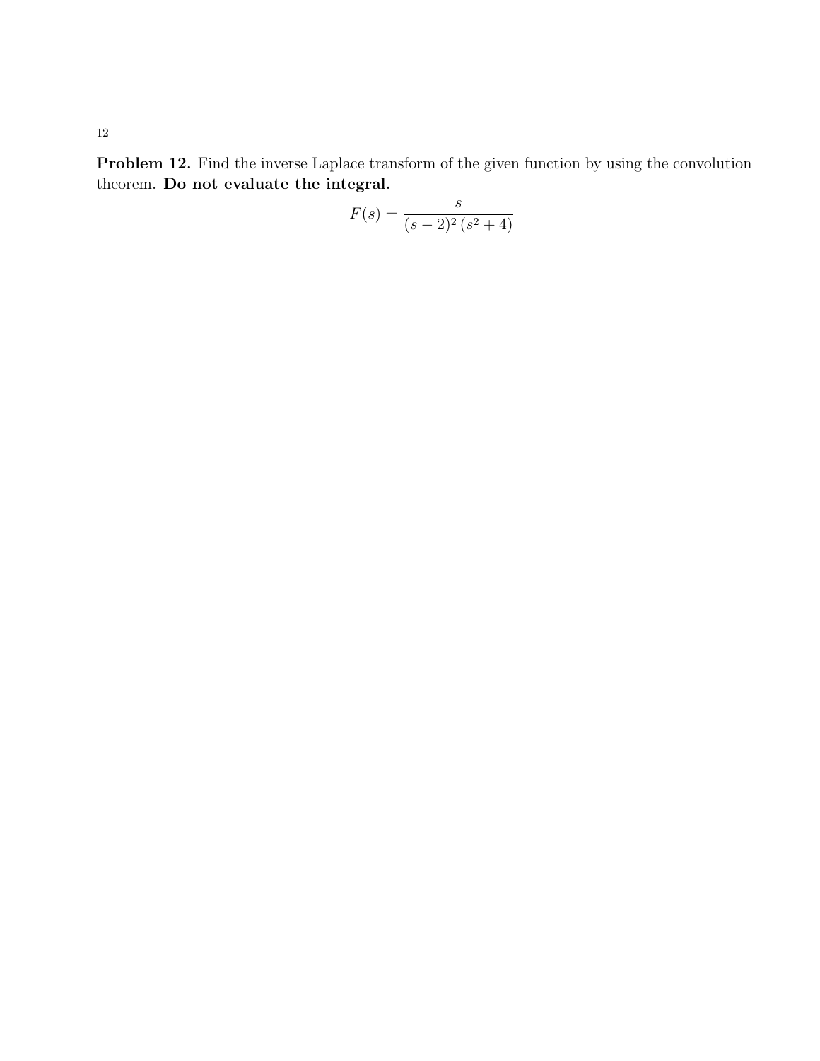**Problem 12.** Find the inverse Laplace transform of the given function by using the convolution theorem. **Do not evaluate the integral.**

$$F(s) = \frac{s}{(s-2)^2\,(s^2+4)}$$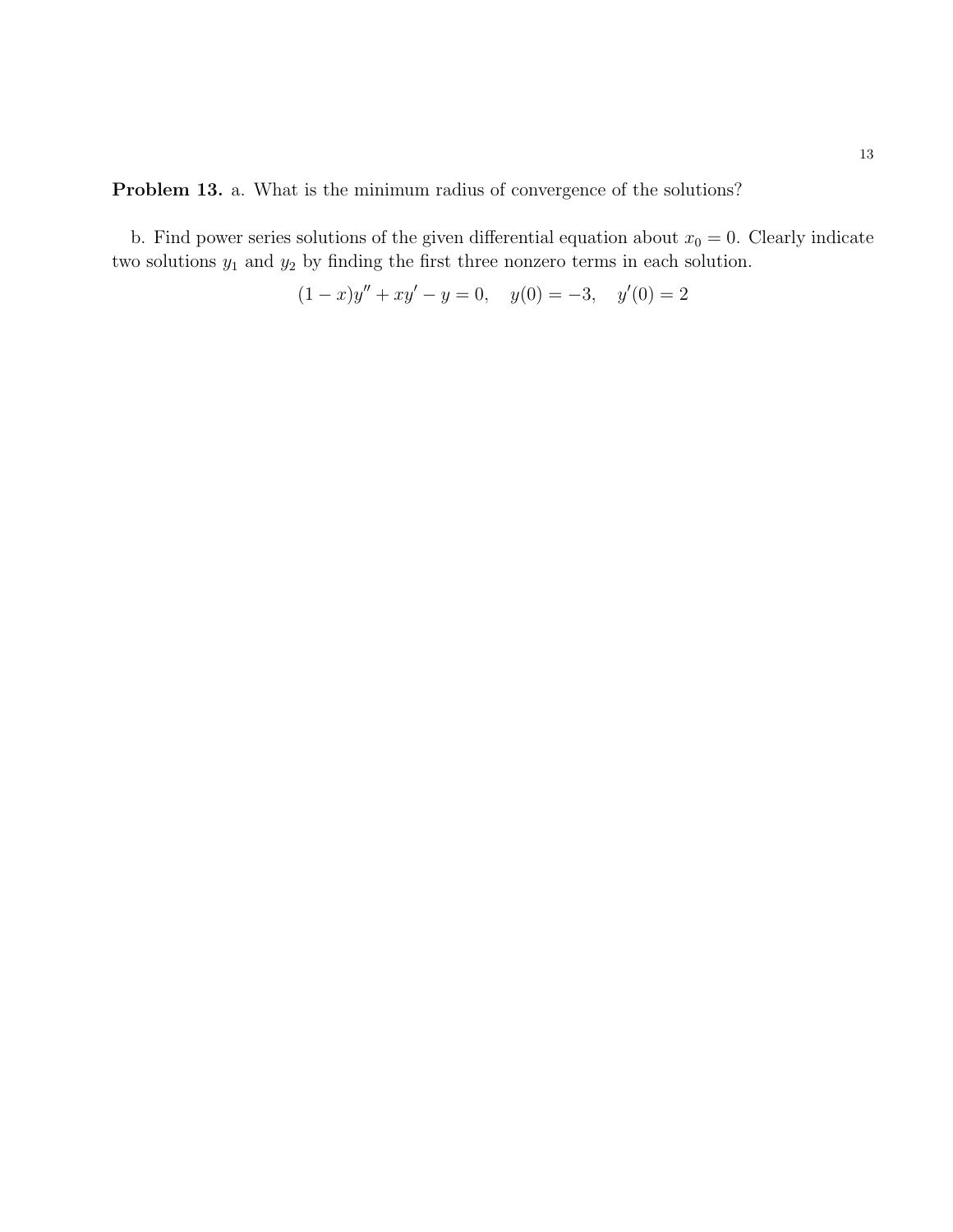**Problem 13.** a. What is the minimum radius of convergence of the solutions?

b. Find power series solutions of the given differential equation about $x_0 = 0$. Clearly indicate two solutions $y_1$ and $y_2$ by finding the first three nonzero terms in each solution.

$$(1 - x)y'' + xy' - y = 0, \quad y(0) = -3, \quad y'(0) = 2$$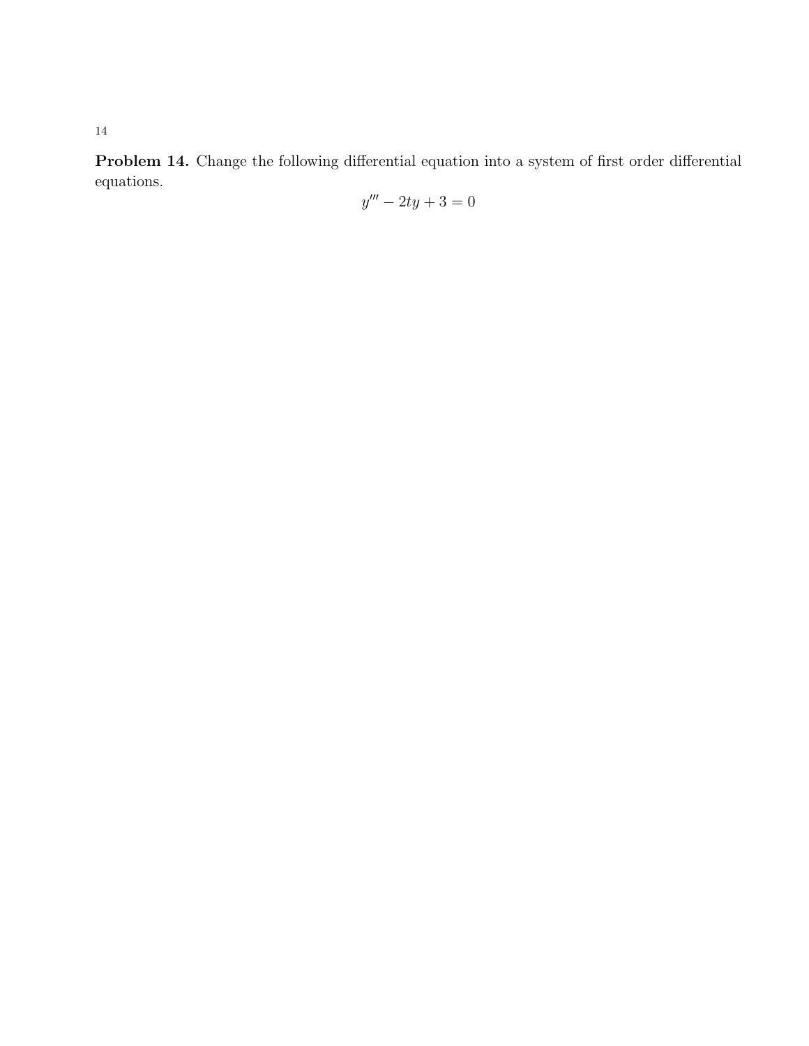**Problem 14.** Change the following differential equation into a system of first order differential equations.

$$y''' - 2ty + 3 = 0$$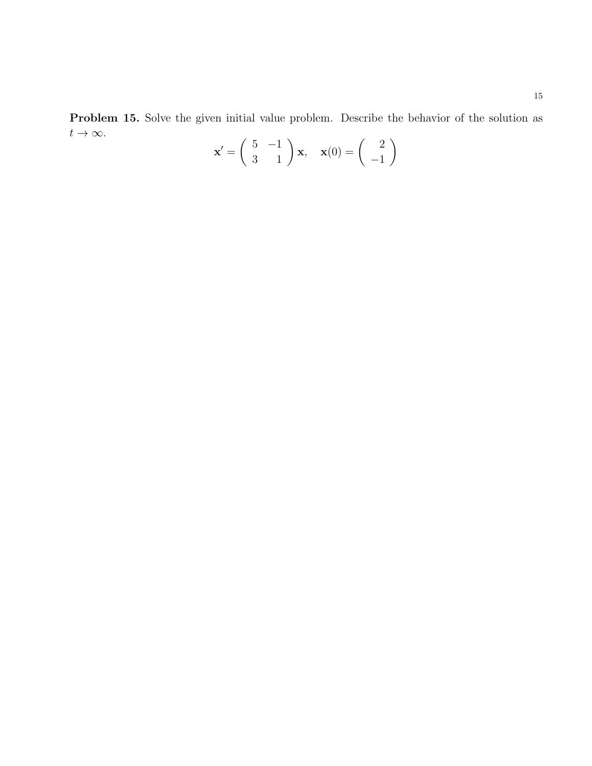**Problem 15.** Solve the given initial value problem. Describe the behavior of the solution as $t \to \infty$.

$$\mathbf{x}' = \begin{pmatrix} 5 & -1 \\ 3 & 1 \end{pmatrix} \mathbf{x}, \quad \mathbf{x}(0) = \begin{pmatrix} 2 \\ -1 \end{pmatrix}$$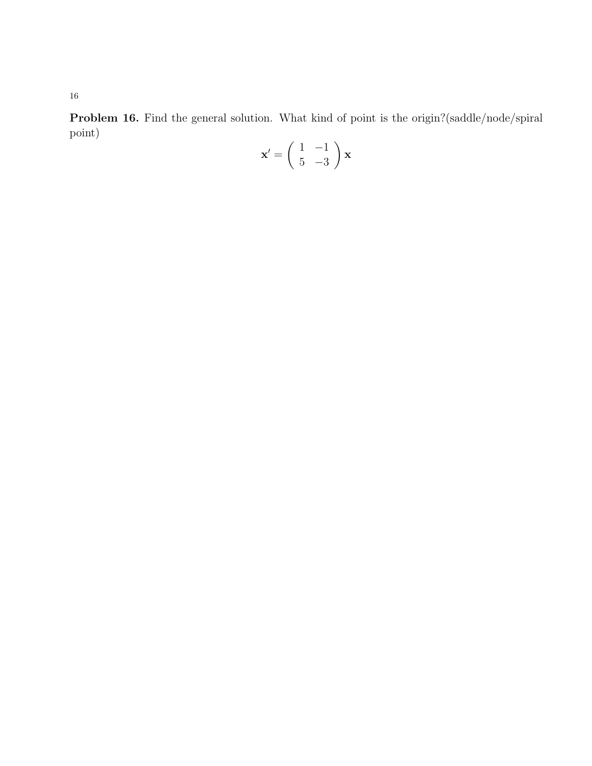**Problem 16.** Find the general solution. What kind of point is the origin?(saddle/node/spiral point)

$$\mathbf{x}' = \begin{pmatrix} 1 & -1 \\ 5 & -3 \end{pmatrix} \mathbf{x}$$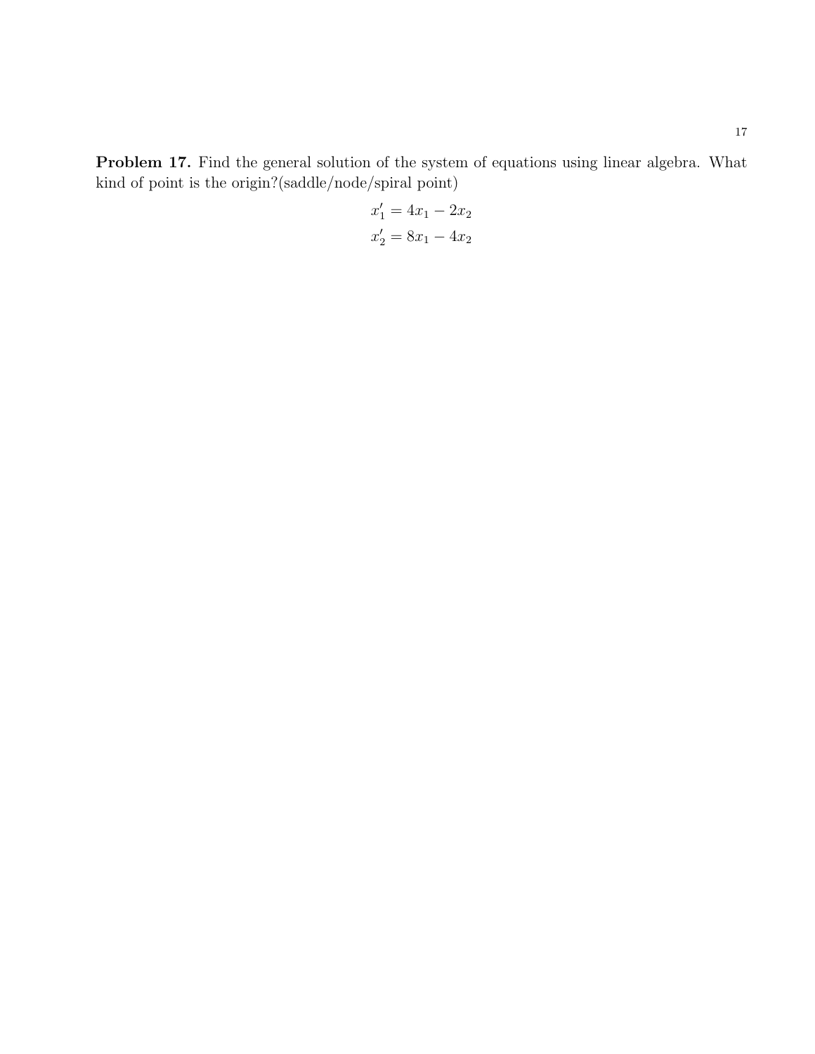**Problem 17.** Find the general solution of the system of equations using linear algebra. What kind of point is the origin?(saddle/node/spiral point)

$$
\begin{aligned}
x_1' &= 4x_1 - 2x_2 \\
x_2' &= 8x_1 - 4x_2
\end{aligned}
$$